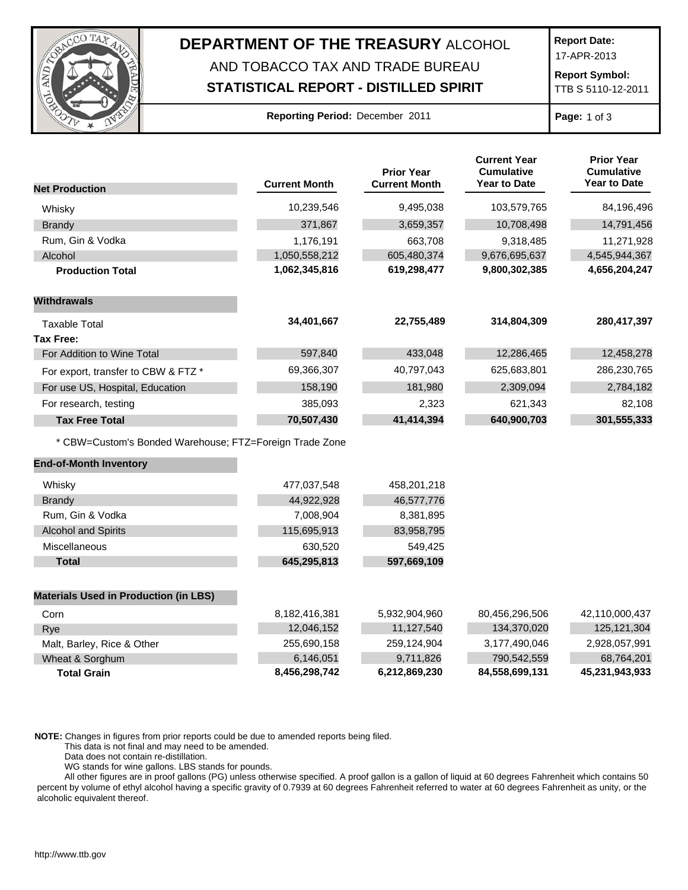# DEPARTMENT OF THE TREASURY ALCOHOL AND TOBACCO TAX AND TRADE BUREAU

## STATISTICAL REPORT - DISTILLED SPIRIT

**Report Date:** 17-APR-2013

**Report Symbol:** TTB S 5110-12-2011

**Reporting Period:** December 2011

| Net Production | Current Month | Prior Year Current Month | Current Year Cumulative Year to Date | Prior Year Cumulative Year to Date |
|---|---|---|---|---|
| Whisky | 10,239,546 | 9,495,038 | 103,579,765 | 84,196,496 |
| Brandy | 371,867 | 3,659,357 | 10,708,498 | 14,791,456 |
| Rum, Gin & Vodka | 1,176,191 | 663,708 | 9,318,485 | 11,271,928 |
| Alcohol | 1,050,558,212 | 605,480,374 | 9,676,695,637 | 4,545,944,367 |
| **Production Total** | **1,062,345,816** | **619,298,477** | **9,800,302,385** | **4,656,204,247** |
| **Withdrawals** | | | | |
| Taxable Total | **34,401,667** | **22,755,489** | **314,804,309** | **280,417,397** |
| **Tax Free:** | | | | |
| For Addition to Wine Total | 597,840 | 433,048 | 12,286,465 | 12,458,278 |
| For export, transfer to CBW & FTZ * | 69,366,307 | 40,797,043 | 625,683,801 | 286,230,765 |
| For use US, Hospital, Education | 158,190 | 181,980 | 2,309,094 | 2,784,182 |
| For research, testing | 385,093 | 2,323 | 621,343 | 82,108 |
| **Tax Free Total** | **70,507,430** | **41,414,394** | **640,900,703** | **301,555,333** |

* CBW=Custom's Bonded Warehouse; FTZ=Foreign Trade Zone

| End-of-Month Inventory | Current Month | Prior Year Current Month |
|---|---|---|
| Whisky | 477,037,548 | 458,201,218 |
| Brandy | 44,922,928 | 46,577,776 |
| Rum, Gin & Vodka | 7,008,904 | 8,381,895 |
| Alcohol and Spirits | 115,695,913 | 83,958,795 |
| Miscellaneous | 630,520 | 549,425 |
| **Total** | **645,295,813** | **597,669,109** |

| Materials Used in Production (in LBS) | Current Month | Prior Year Current Month | Current Year Cumulative Year to Date | Prior Year Cumulative Year to Date |
|---|---|---|---|---|
| Corn | 8,182,416,381 | 5,932,904,960 | 80,456,296,506 | 42,110,000,437 |
| Rye | 12,046,152 | 11,127,540 | 134,370,020 | 125,121,304 |
| Malt, Barley, Rice & Other | 255,690,158 | 259,124,904 | 3,177,490,046 | 2,928,057,991 |
| Wheat & Sorghum | 6,146,051 | 9,711,826 | 790,542,559 | 68,764,201 |
| **Total Grain** | **8,456,298,742** | **6,212,869,230** | **84,558,699,131** | **45,231,943,933** |

**NOTE:** Changes in figures from prior reports could be due to amended reports being filed.
This data is not final and may need to be amended.
Data does not contain re-distillation.
WG stands for wine gallons. LBS stands for pounds.
All other figures are in proof gallons (PG) unless otherwise specified. A proof gallon is a gallon of liquid at 60 degrees Fahrenheit which contains 50 percent by volume of ethyl alcohol having a specific gravity of 0.7939 at 60 degrees Fahrenheit referred to water at 60 degrees Fahrenheit as unity, or the alcoholic equivalent thereof.

http://www.ttb.gov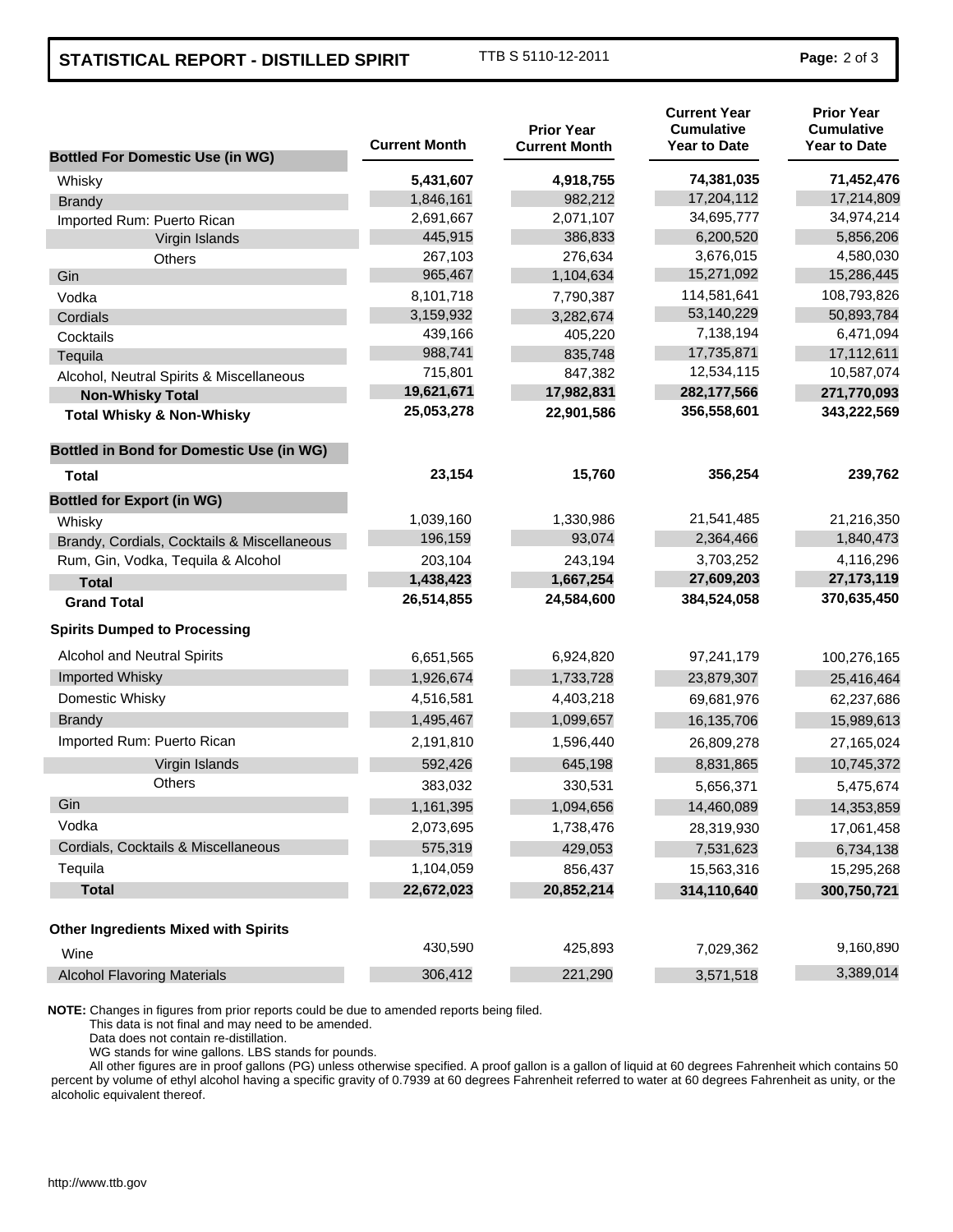| Bottled For Domestic Use (in WG) | Current Month | Prior Year Current Month | Current Year Cumulative Year to Date | Prior Year Cumulative Year to Date |
|---|---|---|---|---|
| Whisky | **5,431,607** | **4,918,755** | **74,381,035** | **71,452,476** |
| Brandy | 1,846,161 | 982,212 | 17,204,112 | 17,214,809 |
| Imported Rum: Puerto Rican | 2,691,667 | 2,071,107 | 34,695,777 | 34,974,214 |
| Virgin Islands | 445,915 | 386,833 | 6,200,520 | 5,856,206 |
| Others | 267,103 | 276,634 | 3,676,015 | 4,580,030 |
| Gin | 965,467 | 1,104,634 | 15,271,092 | 15,286,445 |
| Vodka | 8,101,718 | 7,790,387 | 114,581,641 | 108,793,826 |
| Cordials | 3,159,932 | 3,282,674 | 53,140,229 | 50,893,784 |
| Cocktails | 439,166 | 405,220 | 7,138,194 | 6,471,094 |
| Tequila | 988,741 | 835,748 | 17,735,871 | 17,112,611 |
| Alcohol, Neutral Spirits & Miscellaneous | 715,801 | 847,382 | 12,534,115 | 10,587,074 |
| **Non-Whisky Total** | **19,621,671** | **17,982,831** | **282,177,566** | **271,770,093** |
| **Total Whisky & Non-Whisky** | **25,053,278** | **22,901,586** | **356,558,601** | **343,222,569** |
| **Bottled in Bond for Domestic Use (in WG)** | | | | |
| **Total** | **23,154** | **15,760** | **356,254** | **239,762** |
| **Bottled for Export (in WG)** | | | | |
| Whisky | 1,039,160 | 1,330,986 | 21,541,485 | 21,216,350 |
| Brandy, Cordials, Cocktails & Miscellaneous | 196,159 | 93,074 | 2,364,466 | 1,840,473 |
| Rum, Gin, Vodka, Tequila & Alcohol | 203,104 | 243,194 | 3,703,252 | 4,116,296 |
| **Total** | **1,438,423** | **1,667,254** | **27,609,203** | **27,173,119** |
| **Grand Total** | **26,514,855** | **24,584,600** | **384,524,058** | **370,635,450** |
| **Spirits Dumped to Processing** | | | | |
| Alcohol and Neutral Spirits | 6,651,565 | 6,924,820 | 97,241,179 | 100,276,165 |
| Imported Whisky | 1,926,674 | 1,733,728 | 23,879,307 | 25,416,464 |
| Domestic Whisky | 4,516,581 | 4,403,218 | 69,681,976 | 62,237,686 |
| Brandy | 1,495,467 | 1,099,657 | 16,135,706 | 15,989,613 |
| Imported Rum: Puerto Rican | 2,191,810 | 1,596,440 | 26,809,278 | 27,165,024 |
| Virgin Islands | 592,426 | 645,198 | 8,831,865 | 10,745,372 |
| Others | 383,032 | 330,531 | 5,656,371 | 5,475,674 |
| Gin | 1,161,395 | 1,094,656 | 14,460,089 | 14,353,859 |
| Vodka | 2,073,695 | 1,738,476 | 28,319,930 | 17,061,458 |
| Cordials, Cocktails & Miscellaneous | 575,319 | 429,053 | 7,531,623 | 6,734,138 |
| Tequila | 1,104,059 | 856,437 | 15,563,316 | 15,295,268 |
| **Total** | **22,672,023** | **20,852,214** | **314,110,640** | **300,750,721** |
| **Other Ingredients Mixed with Spirits** | | | | |
| Wine | 430,590 | 425,893 | 7,029,362 | 9,160,890 |
| Alcohol Flavoring Materials | 306,412 | 221,290 | 3,571,518 | 3,389,014 |

**NOTE:** Changes in figures from prior reports could be due to amended reports being filed.
This data is not final and may need to be amended.
Data does not contain re-distillation.
WG stands for wine gallons. LBS stands for pounds.
All other figures are in proof gallons (PG) unless otherwise specified. A proof gallon is a gallon of liquid at 60 degrees Fahrenheit which contains 50 percent by volume of ethyl alcohol having a specific gravity of 0.7939 at 60 degrees Fahrenheit referred to water at 60 degrees Fahrenheit as unity, or the alcoholic equivalent thereof.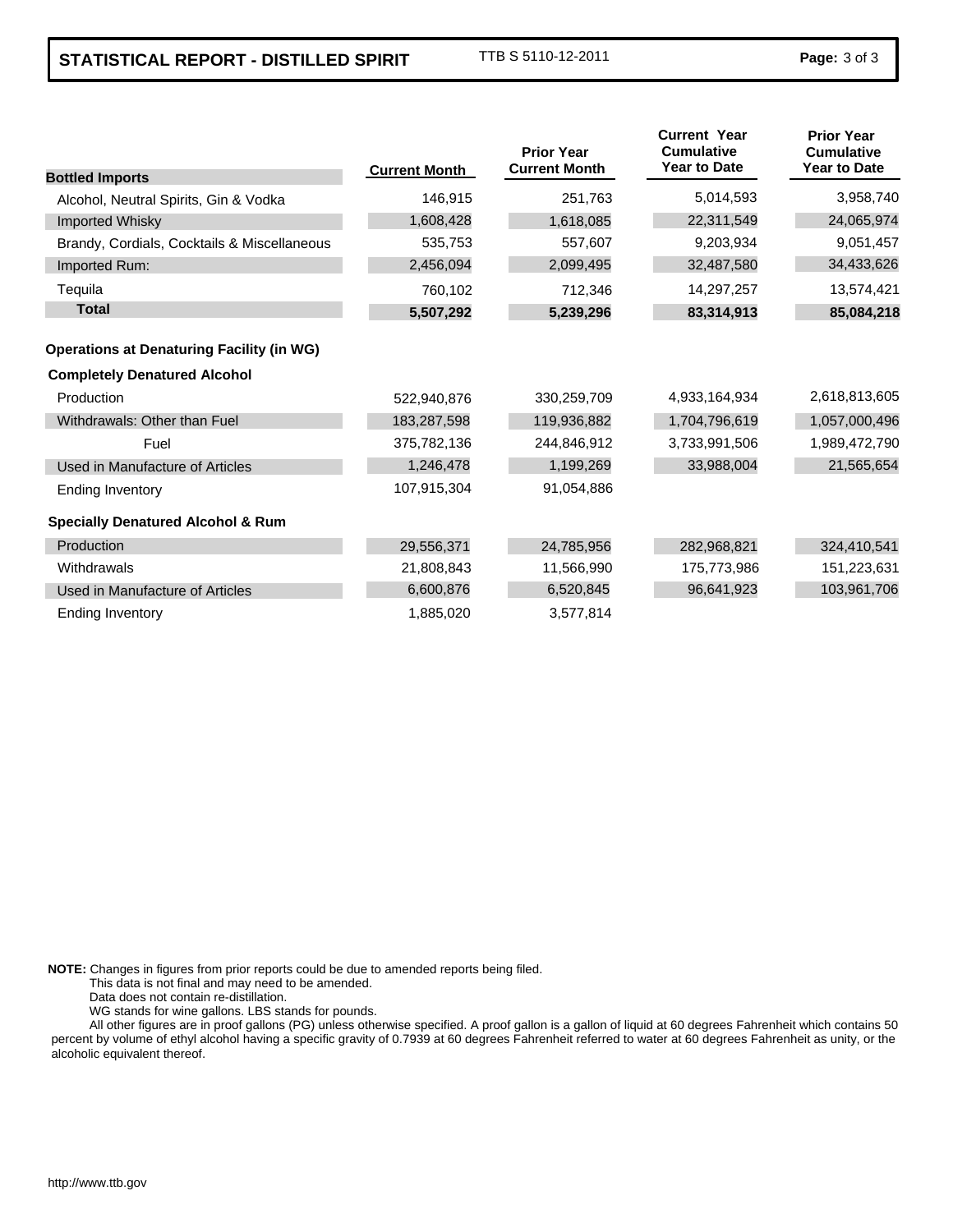# STATISTICAL REPORT - DISTILLED SPIRIT

TTB S 5110-12-2011

| Bottled Imports | Current Month | Prior Year Current Month | Current Year Cumulative Year to Date | Prior Year Cumulative Year to Date |
|---|---|---|---|---|
| Alcohol, Neutral Spirits, Gin & Vodka | 146,915 | 251,763 | 5,014,593 | 3,958,740 |
| Imported Whisky | 1,608,428 | 1,618,085 | 22,311,549 | 24,065,974 |
| Brandy, Cordials, Cocktails & Miscellaneous | 535,753 | 557,607 | 9,203,934 | 9,051,457 |
| Imported Rum: | 2,456,094 | 2,099,495 | 32,487,580 | 34,433,626 |
| Tequila | 760,102 | 712,346 | 14,297,257 | 13,574,421 |
| **Total** | **5,507,292** | **5,239,296** | **83,314,913** | **85,084,218** |
| **Operations at Denaturing Facility (in WG)** | | | | |
| **Completely Denatured Alcohol** | | | | |
| Production | 522,940,876 | 330,259,709 | 4,933,164,934 | 2,618,813,605 |
| Withdrawals: Other than Fuel | 183,287,598 | 119,936,882 | 1,704,796,619 | 1,057,000,496 |
| Fuel | 375,782,136 | 244,846,912 | 3,733,991,506 | 1,989,472,790 |
| Used in Manufacture of Articles | 1,246,478 | 1,199,269 | 33,988,004 | 21,565,654 |
| Ending Inventory | 107,915,304 | 91,054,886 | | |
| **Specially Denatured Alcohol & Rum** | | | | |
| Production | 29,556,371 | 24,785,956 | 282,968,821 | 324,410,541 |
| Withdrawals | 21,808,843 | 11,566,990 | 175,773,986 | 151,223,631 |
| Used in Manufacture of Articles | 6,600,876 | 6,520,845 | 96,641,923 | 103,961,706 |
| Ending Inventory | 1,885,020 | 3,577,814 | | |

**NOTE:** Changes in figures from prior reports could be due to amended reports being filed.
This data is not final and may need to be amended.
Data does not contain re-distillation.
WG stands for wine gallons. LBS stands for pounds.
All other figures are in proof gallons (PG) unless otherwise specified. A proof gallon is a gallon of liquid at 60 degrees Fahrenheit which contains 50 percent by volume of ethyl alcohol having a specific gravity of 0.7939 at 60 degrees Fahrenheit referred to water at 60 degrees Fahrenheit as unity, or the alcoholic equivalent thereof.

http://www.ttb.gov